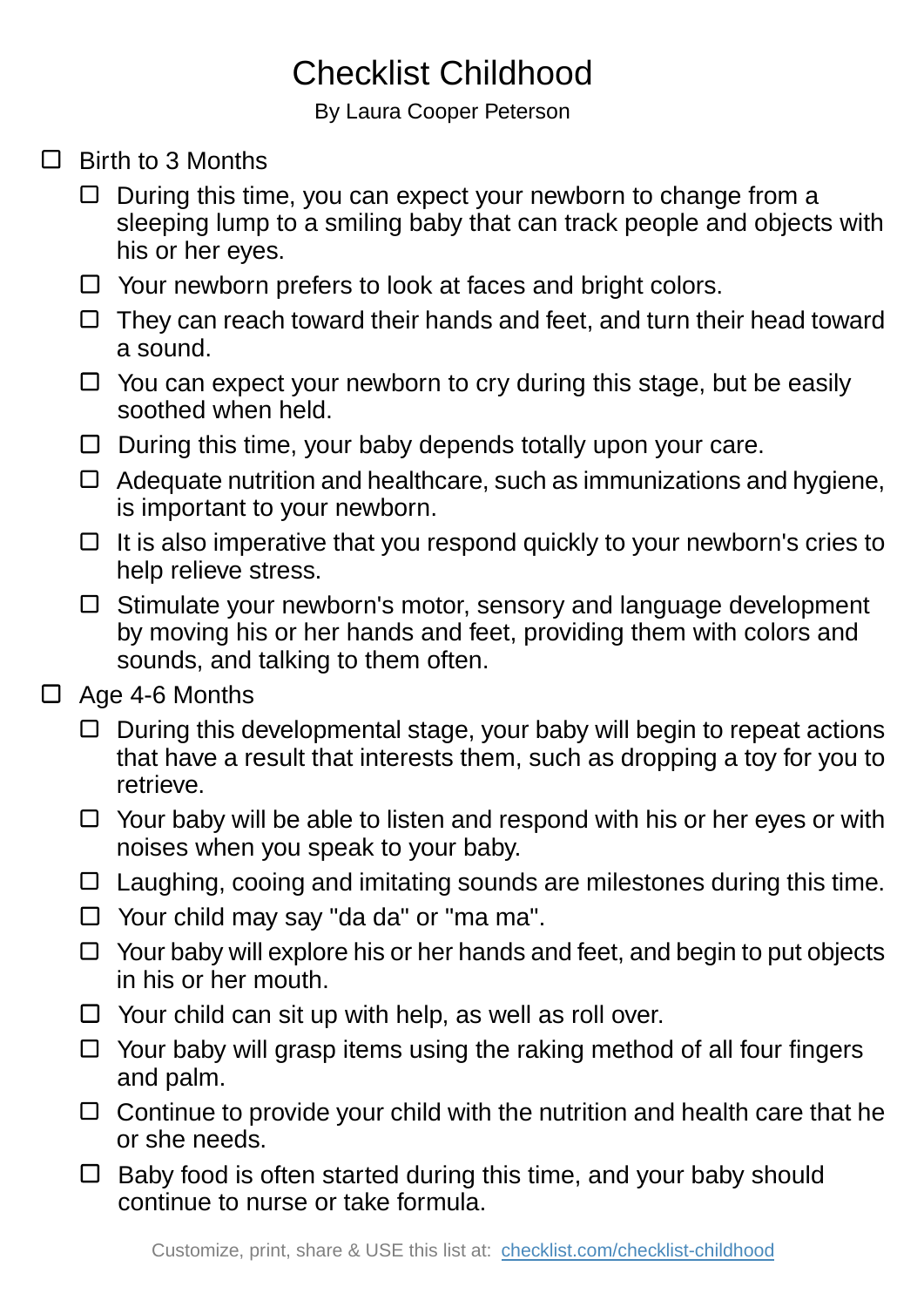# Checklist Childhood

By Laura Cooper Peterson

- [ ] Birth to 3 Months
  - [ ] During this time, you can expect your newborn to change from a sleeping lump to a smiling baby that can track people and objects with his or her eyes.
  - [ ] Your newborn prefers to look at faces and bright colors.
  - [ ] They can reach toward their hands and feet, and turn their head toward a sound.
  - [ ] You can expect your newborn to cry during this stage, but be easily soothed when held.
  - [ ] During this time, your baby depends totally upon your care.
  - [ ] Adequate nutrition and healthcare, such as immunizations and hygiene, is important to your newborn.
  - [ ] It is also imperative that you respond quickly to your newborn's cries to help relieve stress.
  - [ ] Stimulate your newborn's motor, sensory and language development by moving his or her hands and feet, providing them with colors and sounds, and talking to them often.
- [ ] Age 4-6 Months
  - [ ] During this developmental stage, your baby will begin to repeat actions that have a result that interests them, such as dropping a toy for you to retrieve.
  - [ ] Your baby will be able to listen and respond with his or her eyes or with noises when you speak to your baby.
  - [ ] Laughing, cooing and imitating sounds are milestones during this time.
  - [ ] Your child may say "da da" or "ma ma".
  - [ ] Your baby will explore his or her hands and feet, and begin to put objects in his or her mouth.
  - [ ] Your child can sit up with help, as well as roll over.
  - [ ] Your baby will grasp items using the raking method of all four fingers and palm.
  - [ ] Continue to provide your child with the nutrition and health care that he or she needs.
  - [ ] Baby food is often started during this time, and your baby should continue to nurse or take formula.

Customize, print, share & USE this list at: [checklist.com/checklist-childhood](checklist.com/checklist-childhood)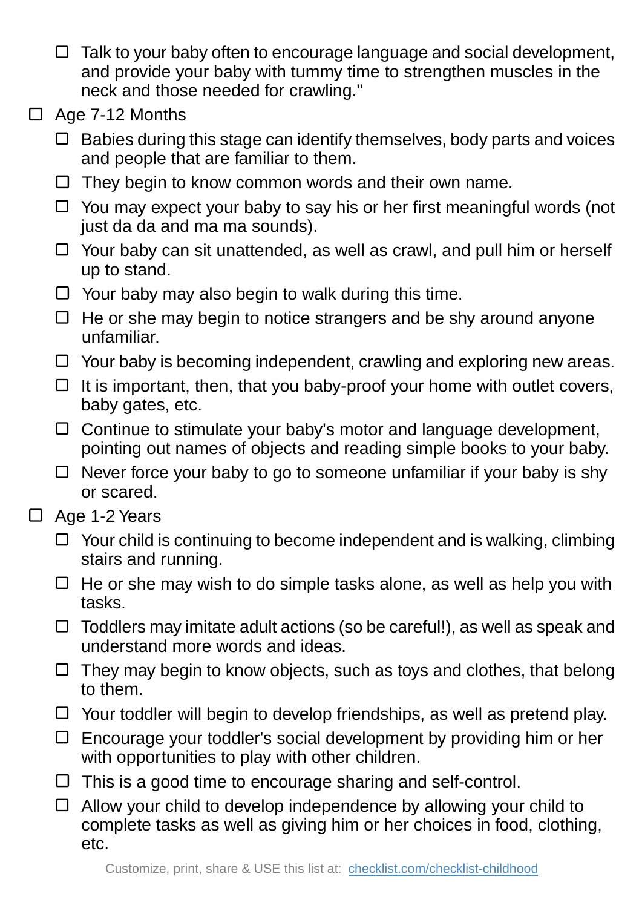- [ ] Talk to your baby often to encourage language and social development, and provide your baby with tummy time to strengthen muscles in the neck and those needed for crawling."
- [ ] Age 7-12 Months
  - [ ] Babies during this stage can identify themselves, body parts and voices and people that are familiar to them.
  - [ ] They begin to know common words and their own name.
  - [ ] You may expect your baby to say his or her first meaningful words (not just da da and ma ma sounds).
  - [ ] Your baby can sit unattended, as well as crawl, and pull him or herself up to stand.
  - [ ] Your baby may also begin to walk during this time.
  - [ ] He or she may begin to notice strangers and be shy around anyone unfamiliar.
  - [ ] Your baby is becoming independent, crawling and exploring new areas.
  - [ ] It is important, then, that you baby-proof your home with outlet covers, baby gates, etc.
  - [ ] Continue to stimulate your baby's motor and language development, pointing out names of objects and reading simple books to your baby.
  - [ ] Never force your baby to go to someone unfamiliar if your baby is shy or scared.
- [ ] Age 1-2 Years
  - [ ] Your child is continuing to become independent and is walking, climbing stairs and running.
  - [ ] He or she may wish to do simple tasks alone, as well as help you with tasks.
  - [ ] Toddlers may imitate adult actions (so be careful!), as well as speak and understand more words and ideas.
  - [ ] They may begin to know objects, such as toys and clothes, that belong to them.
  - [ ] Your toddler will begin to develop friendships, as well as pretend play.
  - [ ] Encourage your toddler's social development by providing him or her with opportunities to play with other children.
  - [ ] This is a good time to encourage sharing and self-control.
  - [ ] Allow your child to develop independence by allowing your child to complete tasks as well as giving him or her choices in food, clothing, etc.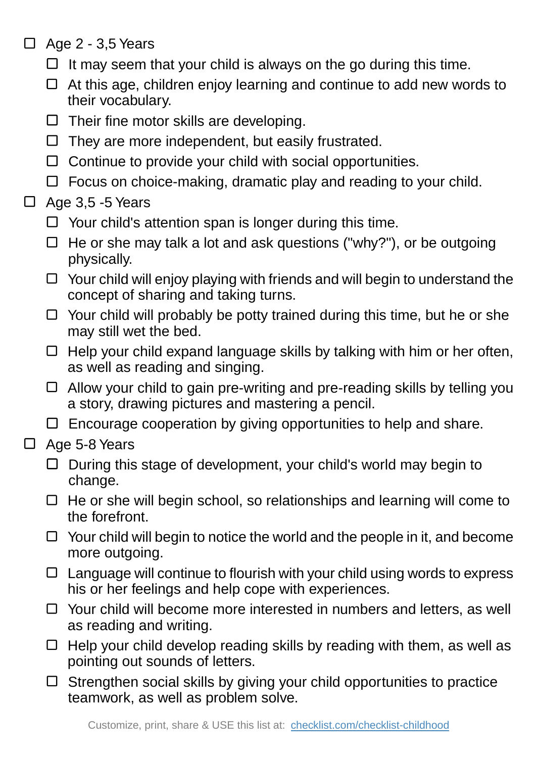- [ ] Age 2 - 3,5 Years
  - [ ] It may seem that your child is always on the go during this time.
  - [ ] At this age, children enjoy learning and continue to add new words to their vocabulary.
  - [ ] Their fine motor skills are developing.
  - [ ] They are more independent, but easily frustrated.
  - [ ] Continue to provide your child with social opportunities.
  - [ ] Focus on choice-making, dramatic play and reading to your child.
- [ ] Age 3,5 -5 Years
  - [ ] Your child's attention span is longer during this time.
  - [ ] He or she may talk a lot and ask questions ("why?"), or be outgoing physically.
  - [ ] Your child will enjoy playing with friends and will begin to understand the concept of sharing and taking turns.
  - [ ] Your child will probably be potty trained during this time, but he or she may still wet the bed.
  - [ ] Help your child expand language skills by talking with him or her often, as well as reading and singing.
  - [ ] Allow your child to gain pre-writing and pre-reading skills by telling you a story, drawing pictures and mastering a pencil.
  - [ ] Encourage cooperation by giving opportunities to help and share.
- [ ] Age 5-8 Years
  - [ ] During this stage of development, your child's world may begin to change.
  - [ ] He or she will begin school, so relationships and learning will come to the forefront.
  - [ ] Your child will begin to notice the world and the people in it, and become more outgoing.
  - [ ] Language will continue to flourish with your child using words to express his or her feelings and help cope with experiences.
  - [ ] Your child will become more interested in numbers and letters, as well as reading and writing.
  - [ ] Help your child develop reading skills by reading with them, as well as pointing out sounds of letters.
  - [ ] Strengthen social skills by giving your child opportunities to practice teamwork, as well as problem solve.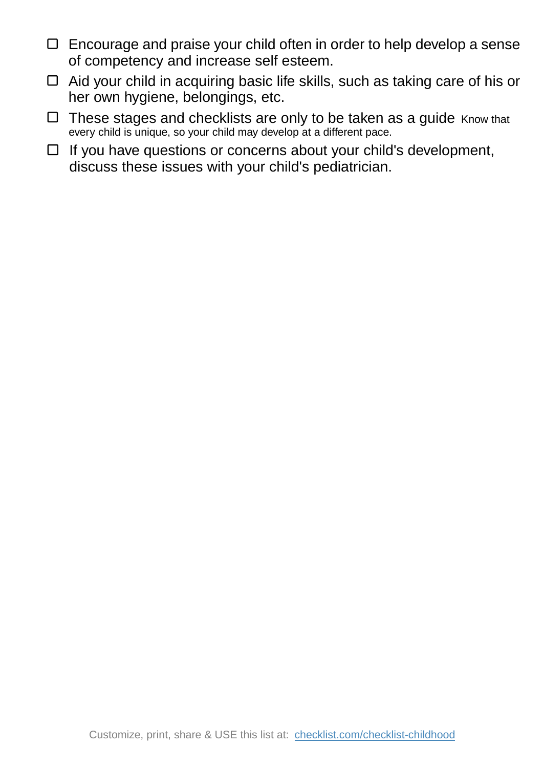- [ ] Encourage and praise your child often in order to help develop a sense of competency and increase self esteem.
- [ ] Aid your child in acquiring basic life skills, such as taking care of his or her own hygiene, belongings, etc.
- [ ] These stages and checklists are only to be taken as a guide Know that every child is unique, so your child may develop at a different pace.
- [ ] If you have questions or concerns about your child's development, discuss these issues with your child's pediatrician.

Customize, print, share & USE this list at: [checklist.com/checklist-childhood](checklist.com/checklist-childhood)